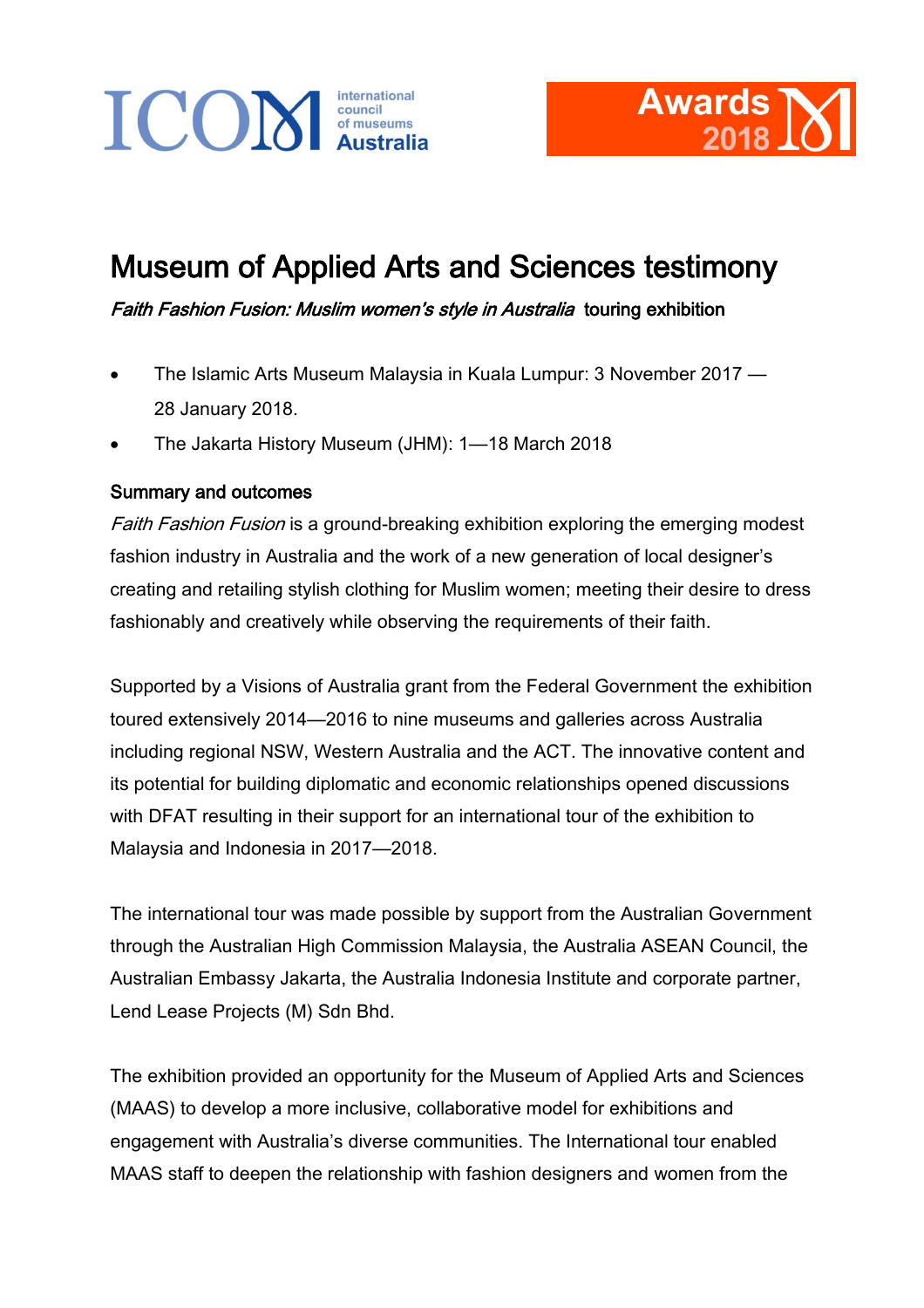# Museum of Applied Arts and Sciences testimony

*Faith Fashion Fusion: Muslim women's style in Australia* touring exhibition

- The Islamic Arts Museum Malaysia in Kuala Lumpur: 3 November 2017 — 28 January 2018.
- The Jakarta History Museum (JHM): 1—18 March 2018

## Summary and outcomes

*Faith Fashion Fusion* is a ground-breaking exhibition exploring the emerging modest fashion industry in Australia and the work of a new generation of local designer's creating and retailing stylish clothing for Muslim women; meeting their desire to dress fashionably and creatively while observing the requirements of their faith.

Supported by a Visions of Australia grant from the Federal Government the exhibition toured extensively 2014—2016 to nine museums and galleries across Australia including regional NSW, Western Australia and the ACT. The innovative content and its potential for building diplomatic and economic relationships opened discussions with DFAT resulting in their support for an international tour of the exhibition to Malaysia and Indonesia in 2017—2018.

The international tour was made possible by support from the Australian Government through the Australian High Commission Malaysia, the Australia ASEAN Council, the Australian Embassy Jakarta, the Australia Indonesia Institute and corporate partner, Lend Lease Projects (M) Sdn Bhd.

The exhibition provided an opportunity for the Museum of Applied Arts and Sciences (MAAS) to develop a more inclusive, collaborative model for exhibitions and engagement with Australia's diverse communities. The International tour enabled MAAS staff to deepen the relationship with fashion designers and women from the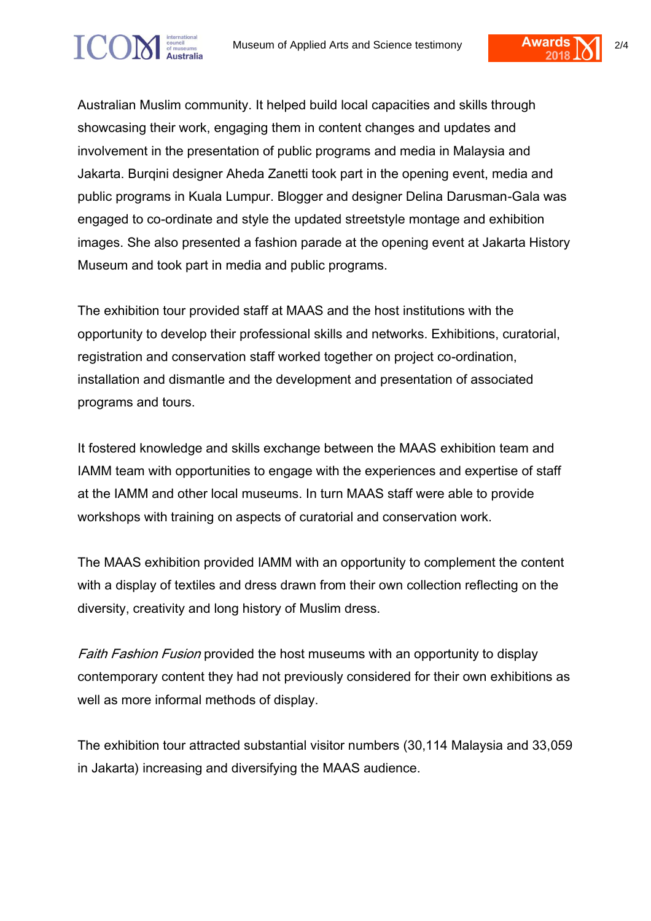Australian Muslim community. It helped build local capacities and skills through showcasing their work, engaging them in content changes and updates and involvement in the presentation of public programs and media in Malaysia and Jakarta. Burqini designer Aheda Zanetti took part in the opening event, media and public programs in Kuala Lumpur. Blogger and designer Delina Darusman-Gala was engaged to co-ordinate and style the updated streetstyle montage and exhibition images. She also presented a fashion parade at the opening event at Jakarta History Museum and took part in media and public programs.

The exhibition tour provided staff at MAAS and the host institutions with the opportunity to develop their professional skills and networks. Exhibitions, curatorial, registration and conservation staff worked together on project co-ordination, installation and dismantle and the development and presentation of associated programs and tours.

It fostered knowledge and skills exchange between the MAAS exhibition team and IAMM team with opportunities to engage with the experiences and expertise of staff at the IAMM and other local museums. In turn MAAS staff were able to provide workshops with training on aspects of curatorial and conservation work.

The MAAS exhibition provided IAMM with an opportunity to complement the content with a display of textiles and dress drawn from their own collection reflecting on the diversity, creativity and long history of Muslim dress.

*Faith Fashion Fusion* provided the host museums with an opportunity to display contemporary content they had not previously considered for their own exhibitions as well as more informal methods of display.

The exhibition tour attracted substantial visitor numbers (30,114 Malaysia and 33,059 in Jakarta) increasing and diversifying the MAAS audience.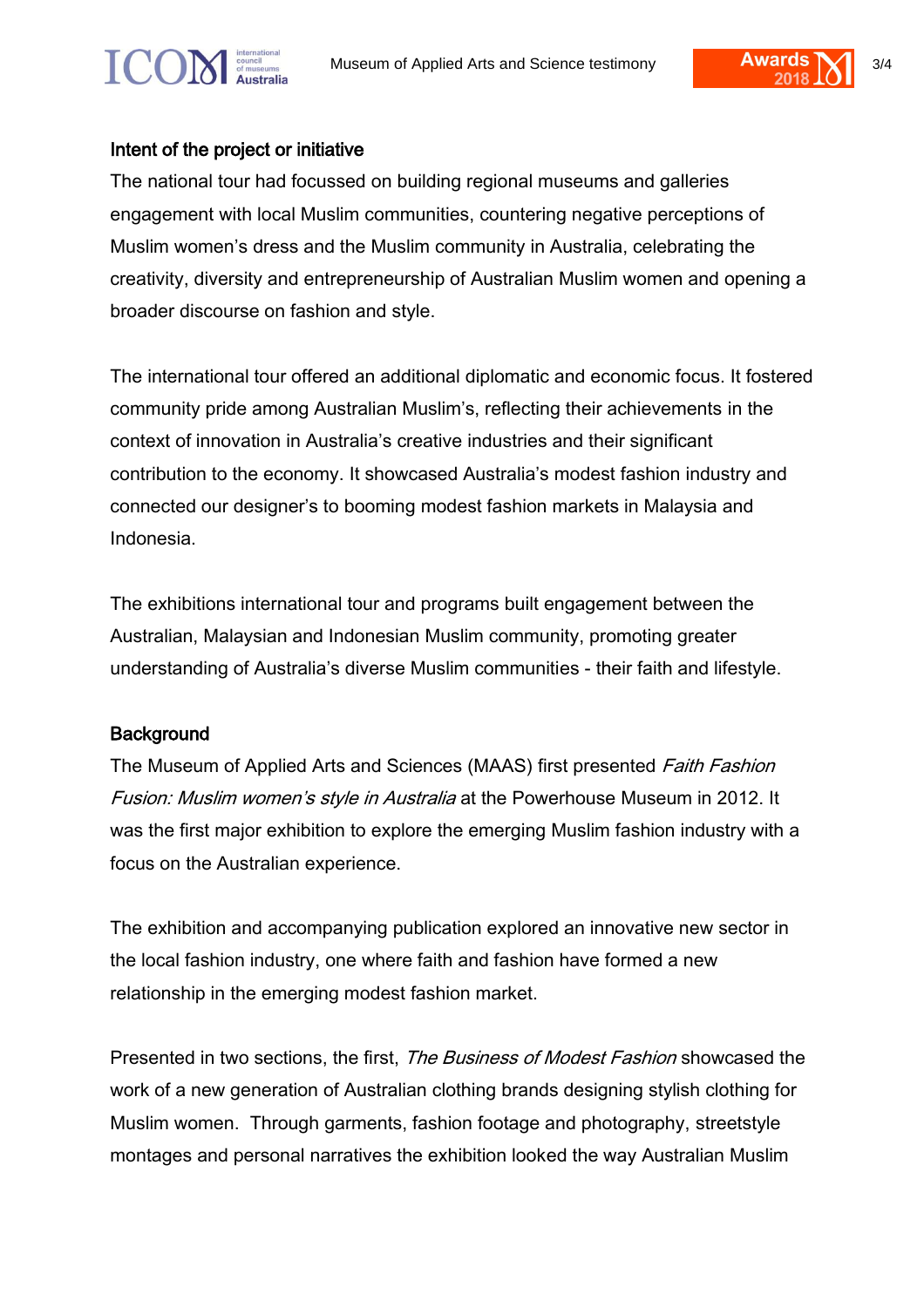**Intent of the project or initiative**

The national tour had focussed on building regional museums and galleries engagement with local Muslim communities, countering negative perceptions of Muslim women's dress and the Muslim community in Australia, celebrating the creativity, diversity and entrepreneurship of Australian Muslim women and opening a broader discourse on fashion and style.

The international tour offered an additional diplomatic and economic focus. It fostered community pride among Australian Muslim's, reflecting their achievements in the context of innovation in Australia's creative industries and their significant contribution to the economy. It showcased Australia's modest fashion industry and connected our designer's to booming modest fashion markets in Malaysia and Indonesia.

The exhibitions international tour and programs built engagement between the Australian, Malaysian and Indonesian Muslim community, promoting greater understanding of Australia's diverse Muslim communities - their faith and lifestyle.

**Background**

The Museum of Applied Arts and Sciences (MAAS) first presented *Faith Fashion Fusion: Muslim women's style in Australia* at the Powerhouse Museum in 2012. It was the first major exhibition to explore the emerging Muslim fashion industry with a focus on the Australian experience.

The exhibition and accompanying publication explored an innovative new sector in the local fashion industry, one where faith and fashion have formed a new relationship in the emerging modest fashion market.

Presented in two sections, the first, *The Business of Modest Fashion* showcased the work of a new generation of Australian clothing brands designing stylish clothing for Muslim women. Through garments, fashion footage and photography, streetstyle montages and personal narratives the exhibition looked the way Australian Muslim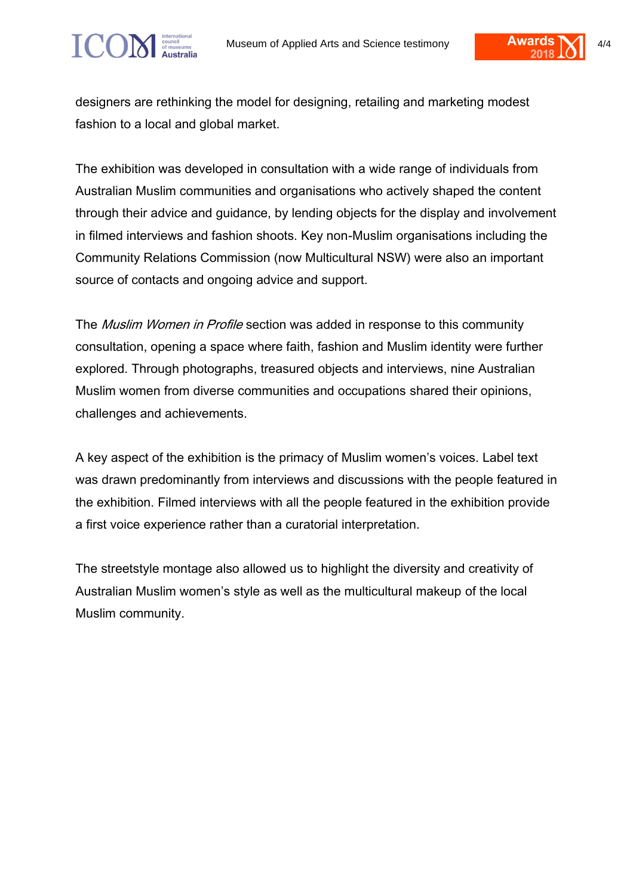designers are rethinking the model for designing, retailing and marketing modest fashion to a local and global market.

The exhibition was developed in consultation with a wide range of individuals from Australian Muslim communities and organisations who actively shaped the content through their advice and guidance, by lending objects for the display and involvement in filmed interviews and fashion shoots. Key non-Muslim organisations including the Community Relations Commission (now Multicultural NSW) were also an important source of contacts and ongoing advice and support.

The *Muslim Women in Profile* section was added in response to this community consultation, opening a space where faith, fashion and Muslim identity were further explored. Through photographs, treasured objects and interviews, nine Australian Muslim women from diverse communities and occupations shared their opinions, challenges and achievements.

A key aspect of the exhibition is the primacy of Muslim women's voices. Label text was drawn predominantly from interviews and discussions with the people featured in the exhibition. Filmed interviews with all the people featured in the exhibition provide a first voice experience rather than a curatorial interpretation.

The streetstyle montage also allowed us to highlight the diversity and creativity of Australian Muslim women's style as well as the multicultural makeup of the local Muslim community.